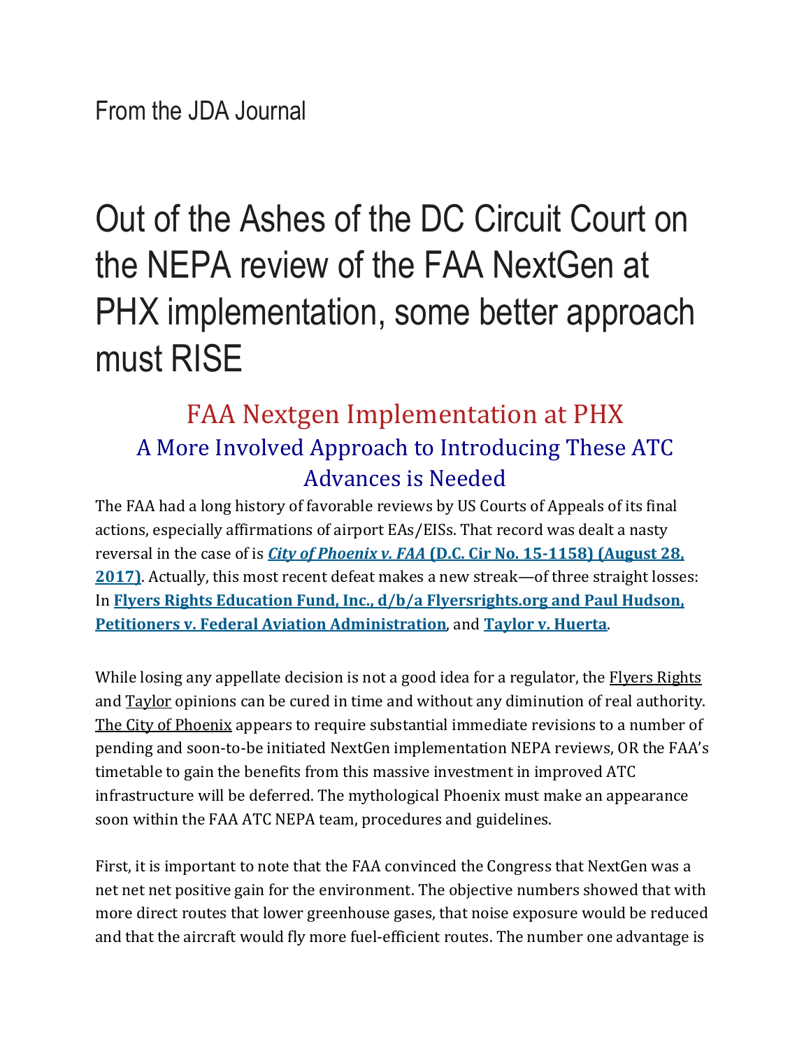From the JDA Journal

# Out of the Ashes of the DC Circuit Court on the NEPA review of the FAA NextGen at PHX implementation, some better approach must RISE

## FAA Nextgen Implementation at PHX

### A More Involved Approach to Introducing These ATC Advances is Needed

The FAA had a long history of favorable reviews by US Courts of Appeals of its final actions, especially affirmations of airport EAs/EISs. That record was dealt a nasty reversal in the case of is ***City of Phoenix v. FAA* (D.C. Cir No. 15-1158) (August 28, 2017)**. Actually, this most recent defeat makes a new streak—of three straight losses: In **Flyers Rights Education Fund, Inc., d/b/a Flyersrights.org and Paul Hudson, Petitioners v. Federal Aviation Administration**, and **Taylor v. Huerta**.

While losing any appellate decision is not a good idea for a regulator, the Flyers Rights and Taylor opinions can be cured in time and without any diminution of real authority. The City of Phoenix appears to require substantial immediate revisions to a number of pending and soon-to-be initiated NextGen implementation NEPA reviews, OR the FAA's timetable to gain the benefits from this massive investment in improved ATC infrastructure will be deferred. The mythological Phoenix must make an appearance soon within the FAA ATC NEPA team, procedures and guidelines.

First, it is important to note that the FAA convinced the Congress that NextGen was a net net net positive gain for the environment. The objective numbers showed that with more direct routes that lower greenhouse gases, that noise exposure would be reduced and that the aircraft would fly more fuel-efficient routes. The number one advantage is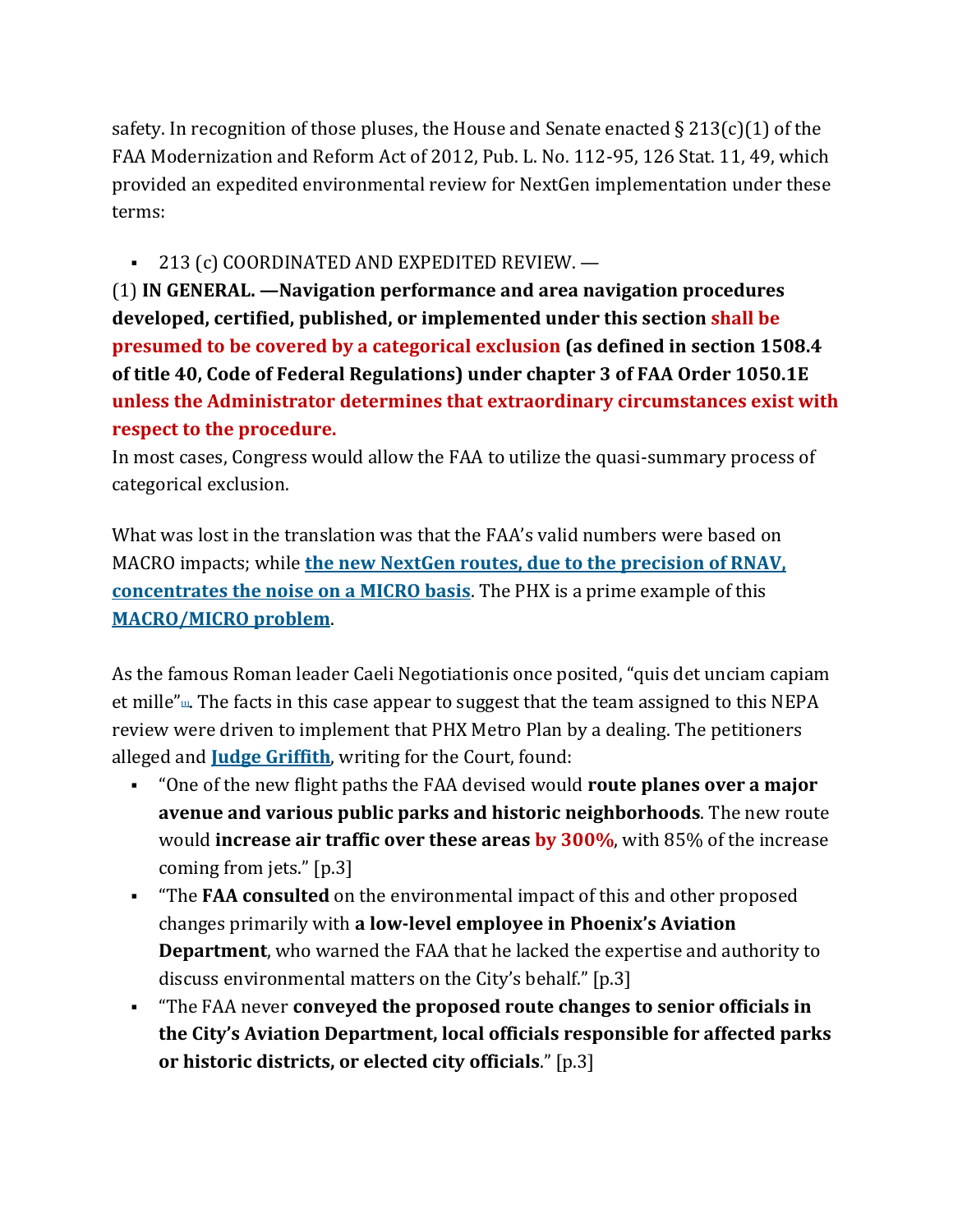safety. In recognition of those pluses, the House and Senate enacted § 213(c)(1) of the FAA Modernization and Reform Act of 2012, Pub. L. No. 112-95, 126 Stat. 11, 49, which provided an expedited environmental review for NextGen implementation under these terms:

- 213 (c) COORDINATED AND EXPEDITED REVIEW. —

(1) **IN GENERAL. —Navigation performance and area navigation procedures developed, certified, published, or implemented under this section shall be presumed to be covered by a categorical exclusion (as defined in section 1508.4 of title 40, Code of Federal Regulations) under chapter 3 of FAA Order 1050.1E unless the Administrator determines that extraordinary circumstances exist with respect to the procedure.**

In most cases, Congress would allow the FAA to utilize the quasi-summary process of categorical exclusion.

What was lost in the translation was that the FAA's valid numbers were based on MACRO impacts; while **the new NextGen routes, due to the precision of RNAV, concentrates the noise on a MICRO basis**. The PHX is a prime example of this **MACRO/MICRO problem**.

As the famous Roman leader Caeli Negotiationis once posited, "quis det unciam capiam et mille"[1]. The facts in this case appear to suggest that the team assigned to this NEPA review were driven to implement that PHX Metro Plan by a dealing. The petitioners alleged and **Judge Griffith**, writing for the Court, found:

- "One of the new flight paths the FAA devised would **route planes over a major avenue and various public parks and historic neighborhoods**. The new route would **increase air traffic over these areas by 300%**, with 85% of the increase coming from jets." [p.3]
- "The **FAA consulted** on the environmental impact of this and other proposed changes primarily with **a low-level employee in Phoenix's Aviation Department**, who warned the FAA that he lacked the expertise and authority to discuss environmental matters on the City's behalf." [p.3]
- "The FAA never **conveyed the proposed route changes to senior officials in the City's Aviation Department, local officials responsible for affected parks or historic districts, or elected city officials**." [p.3]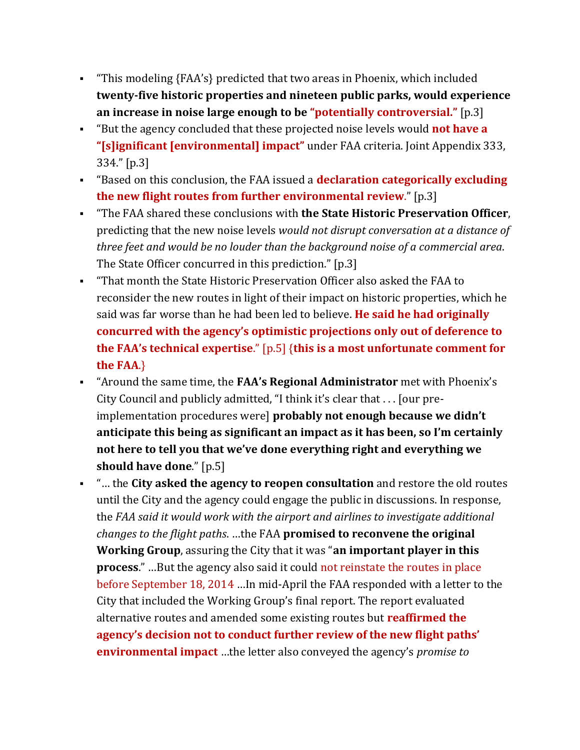- "This modeling {FAA's} predicted that two areas in Phoenix, which included **twenty-five historic properties and nineteen public parks, would experience an increase in noise large enough to be "potentially controversial."** [p.3]
- "But the agency concluded that these projected noise levels would **not have a "[s]ignificant [environmental] impact"** under FAA criteria. Joint Appendix 333, 334." [p.3]
- "Based on this conclusion, the FAA issued a **declaration categorically excluding the new flight routes from further environmental review**." [p.3]
- "The FAA shared these conclusions with **the State Historic Preservation Officer**, predicting that the new noise levels *would not disrupt conversation at a distance of three feet and would be no louder than the background noise of a commercial area*. The State Officer concurred in this prediction." [p.3]
- "That month the State Historic Preservation Officer also asked the FAA to reconsider the new routes in light of their impact on historic properties, which he said was far worse than he had been led to believe. **He said he had originally concurred with the agency's optimistic projections only out of deference to the FAA's technical expertise**." [p.5] {**this is a most unfortunate comment for the FAA**.}
- "Around the same time, the **FAA's Regional Administrator** met with Phoenix's City Council and publicly admitted, "I think it's clear that . . . [our pre-implementation procedures were] **probably not enough because we didn't anticipate this being as significant an impact as it has been, so I'm certainly not here to tell you that we've done everything right and everything we should have done**." [p.5]
- "… the **City asked the agency to reopen consultation** and restore the old routes until the City and the agency could engage the public in discussions. In response, the *FAA said it would work with the airport and airlines to investigate additional changes to the flight paths*. …the FAA **promised to reconvene the original Working Group**, assuring the City that it was "**an important player in this process**." …But the agency also said it could not reinstate the routes in place before September 18, 2014 …In mid-April the FAA responded with a letter to the City that included the Working Group's final report. The report evaluated alternative routes and amended some existing routes but **reaffirmed the agency's decision not to conduct further review of the new flight paths' environmental impact** …the letter also conveyed the agency's *promise to*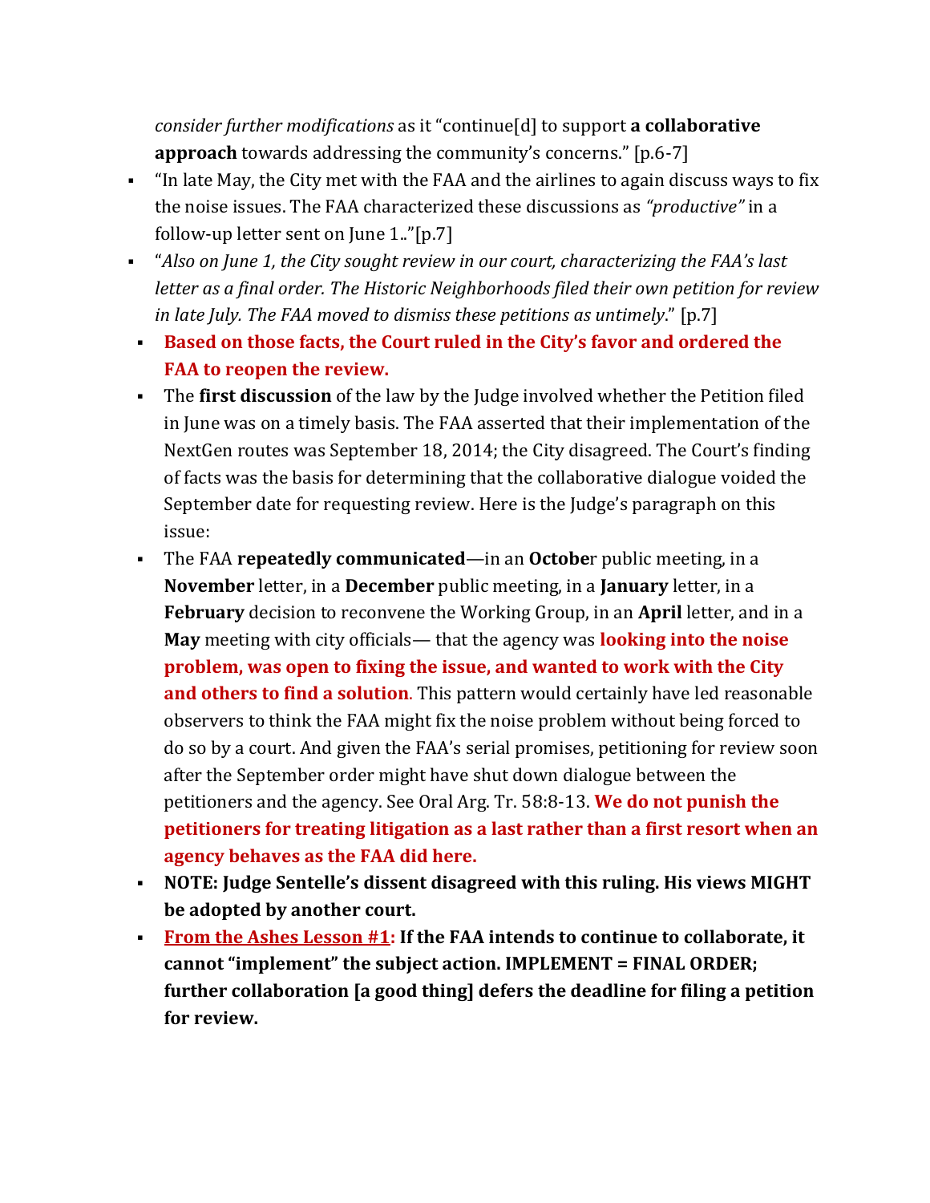*consider further modifications* as it "continue[d] to support **a collaborative approach** towards addressing the community's concerns." [p.6-7]

- "In late May, the City met with the FAA and the airlines to again discuss ways to fix the noise issues. The FAA characterized these discussions as *"productive"* in a follow-up letter sent on June 1.."[p.7]
- "*Also on June 1, the City sought review in our court, characterizing the FAA's last letter as a final order. The Historic Neighborhoods filed their own petition for review in late July. The FAA moved to dismiss these petitions as untimely*." [p.7]
  - **Based on those facts, the Court ruled in the City's favor and ordered the FAA to reopen the review.**
  - The **first discussion** of the law by the Judge involved whether the Petition filed in June was on a timely basis. The FAA asserted that their implementation of the NextGen routes was September 18, 2014; the City disagreed. The Court's finding of facts was the basis for determining that the collaborative dialogue voided the September date for requesting review. Here is the Judge's paragraph on this issue:
  - The FAA **repeatedly communicated**—in an **Octobe**r public meeting, in a **November** letter, in a **December** public meeting, in a **January** letter, in a **February** decision to reconvene the Working Group, in an **April** letter, and in a **May** meeting with city officials— that the agency was **looking into the noise problem, was open to fixing the issue, and wanted to work with the City and others to find a solution**. This pattern would certainly have led reasonable observers to think the FAA might fix the noise problem without being forced to do so by a court. And given the FAA's serial promises, petitioning for review soon after the September order might have shut down dialogue between the petitioners and the agency. See Oral Arg. Tr. 58:8-13. **We do not punish the petitioners for treating litigation as a last rather than a first resort when an agency behaves as the FAA did here.**
  - **NOTE: Judge Sentelle's dissent disagreed with this ruling. His views MIGHT be adopted by another court.**
  - **From the Ashes Lesson #1: If the FAA intends to continue to collaborate, it cannot "implement" the subject action. IMPLEMENT = FINAL ORDER; further collaboration [a good thing] defers the deadline for filing a petition for review.**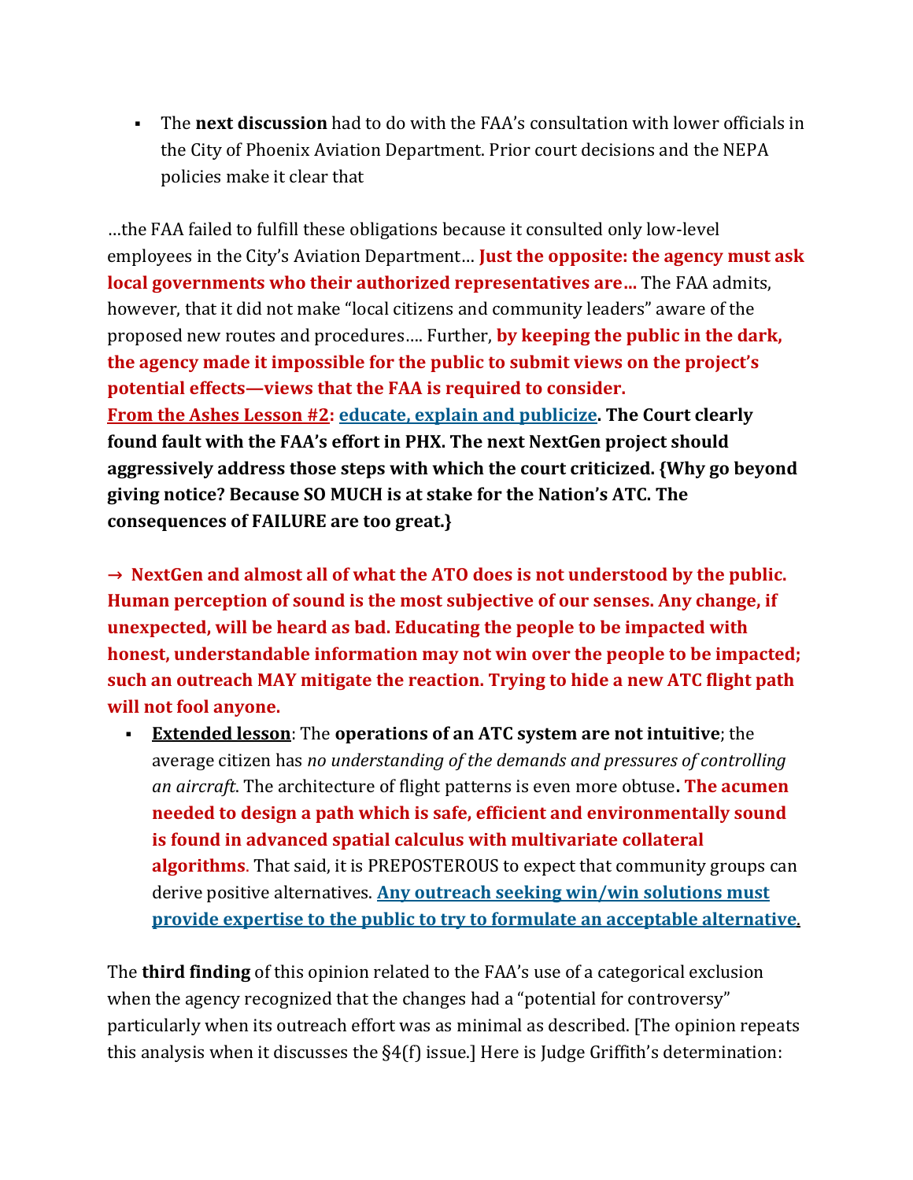- The **next discussion** had to do with the FAA's consultation with lower officials in the City of Phoenix Aviation Department. Prior court decisions and the NEPA policies make it clear that

…the FAA failed to fulfill these obligations because it consulted only low-level employees in the City's Aviation Department… **Just the opposite: the agency must ask local governments who their authorized representatives are…** The FAA admits, however, that it did not make "local citizens and community leaders" aware of the proposed new routes and procedures…. Further, **by keeping the public in the dark, the agency made it impossible for the public to submit views on the project's potential effects—views that the FAA is required to consider.**

**<u>From the Ashes Lesson #2</u>: <u>educate, explain and publicize</u>. The Court clearly found fault with the FAA's effort in PHX. The next NextGen project should aggressively address those steps with which the court criticized. {Why go beyond giving notice? Because SO MUCH is at stake for the Nation's ATC. The consequences of FAILURE are too great.}**

**→ NextGen and almost all of what the ATO does is not understood by the public. Human perception of sound is the most subjective of our senses. Any change, if unexpected, will be heard as bad. Educating the people to be impacted with honest, understandable information may not win over the people to be impacted; such an outreach MAY mitigate the reaction. Trying to hide a new ATC flight path will not fool anyone.**

- **<u>Extended lesson</u>**: The **operations of an ATC system are not intuitive**; the average citizen has *no understanding of the demands and pressures of controlling an aircraft*. The architecture of flight patterns is even more obtuse**. The acumen needed to design a path which is safe, efficient and environmentally sound is found in advanced spatial calculus with multivariate collateral algorithms**. That said, it is PREPOSTEROUS to expect that community groups can derive positive alternatives. **<u>Any outreach seeking win/win solutions must provide expertise to the public to try to formulate an acceptable alternative</u>**.

The **third finding** of this opinion related to the FAA's use of a categorical exclusion when the agency recognized that the changes had a "potential for controversy" particularly when its outreach effort was as minimal as described. [The opinion repeats this analysis when it discusses the §4(f) issue.] Here is Judge Griffith's determination: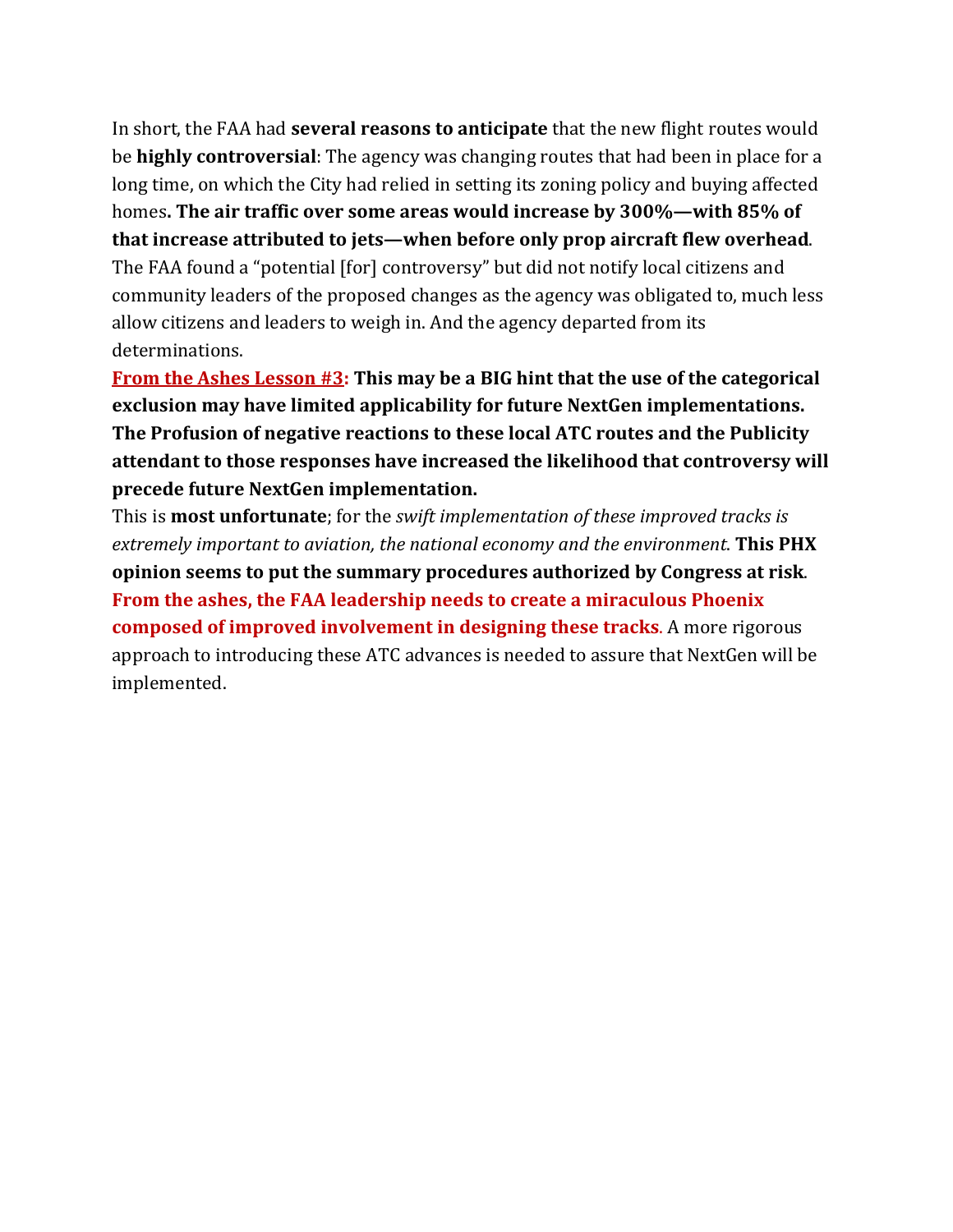In short, the FAA had **several reasons to anticipate** that the new flight routes would be **highly controversial**: The agency was changing routes that had been in place for a long time, on which the City had relied in setting its zoning policy and buying affected homes**. The air traffic over some areas would increase by 300%—with 85% of that increase attributed to jets—when before only prop aircraft flew overhead**. The FAA found a "potential [for] controversy" but did not notify local citizens and community leaders of the proposed changes as the agency was obligated to, much less allow citizens and leaders to weigh in. And the agency departed from its determinations.

**From the Ashes Lesson #3: This may be a BIG hint that the use of the categorical exclusion may have limited applicability for future NextGen implementations. The Profusion of negative reactions to these local ATC routes and the Publicity attendant to those responses have increased the likelihood that controversy will precede future NextGen implementation.**

This is **most unfortunate**; for the *swift implementation of these improved tracks is extremely important to aviation, the national economy and the environment*. **This PHX opinion seems to put the summary procedures authorized by Congress at risk**. **From the ashes, the FAA leadership needs to create a miraculous Phoenix composed of improved involvement in designing these tracks**. A more rigorous approach to introducing these ATC advances is needed to assure that NextGen will be implemented.